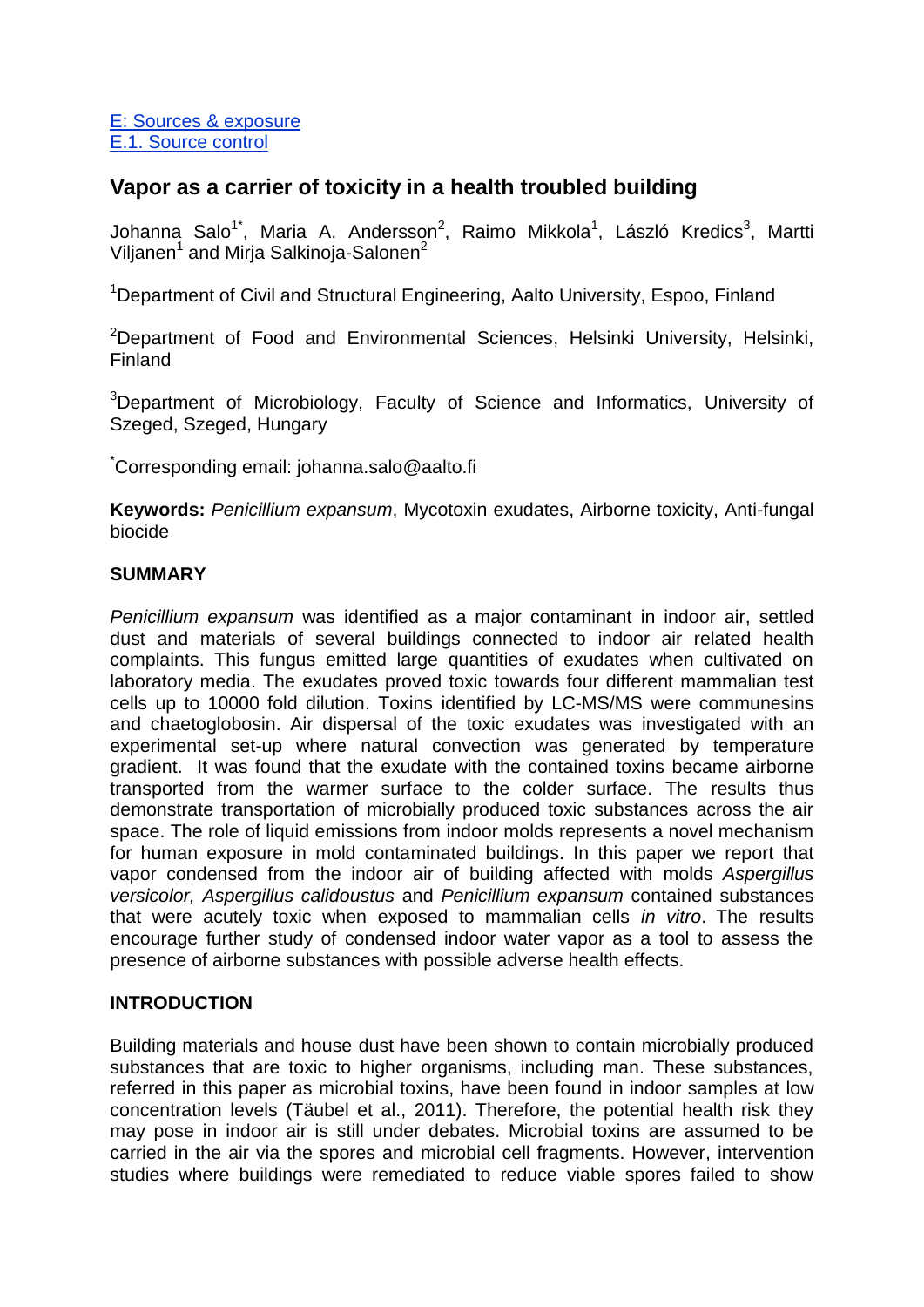E: Sources & exposure
E.1. Source control

# Vapor as a carrier of toxicity in a health troubled building

Johanna Salo[1*], Maria A. Andersson[2], Raimo Mikkola[1], László Kredics[3], Martti Viljanen[1] and Mirja Salkinoja-Salonen[2]

[1]Department of Civil and Structural Engineering, Aalto University, Espoo, Finland

[2]Department of Food and Environmental Sciences, Helsinki University, Helsinki, Finland

[3]Department of Microbiology, Faculty of Science and Informatics, University of Szeged, Szeged, Hungary

[*]Corresponding email: johanna.salo@aalto.fi

**Keywords:** *Penicillium expansum*, Mycotoxin exudates, Airborne toxicity, Anti-fungal biocide

## SUMMARY

*Penicillium expansum* was identified as a major contaminant in indoor air, settled dust and materials of several buildings connected to indoor air related health complaints. This fungus emitted large quantities of exudates when cultivated on laboratory media. The exudates proved toxic towards four different mammalian test cells up to 10000 fold dilution. Toxins identified by LC-MS/MS were communesins and chaetoglobosin. Air dispersal of the toxic exudates was investigated with an experimental set-up where natural convection was generated by temperature gradient. It was found that the exudate with the contained toxins became airborne transported from the warmer surface to the colder surface. The results thus demonstrate transportation of microbially produced toxic substances across the air space. The role of liquid emissions from indoor molds represents a novel mechanism for human exposure in mold contaminated buildings. In this paper we report that vapor condensed from the indoor air of building affected with molds *Aspergillus versicolor, Aspergillus calidoustus* and *Penicillium expansum* contained substances that were acutely toxic when exposed to mammalian cells *in vitro*. The results encourage further study of condensed indoor water vapor as a tool to assess the presence of airborne substances with possible adverse health effects.

## INTRODUCTION

Building materials and house dust have been shown to contain microbially produced substances that are toxic to higher organisms, including man. These substances, referred in this paper as microbial toxins, have been found in indoor samples at low concentration levels (Täubel et al., 2011). Therefore, the potential health risk they may pose in indoor air is still under debates. Microbial toxins are assumed to be carried in the air via the spores and microbial cell fragments. However, intervention studies where buildings were remediated to reduce viable spores failed to show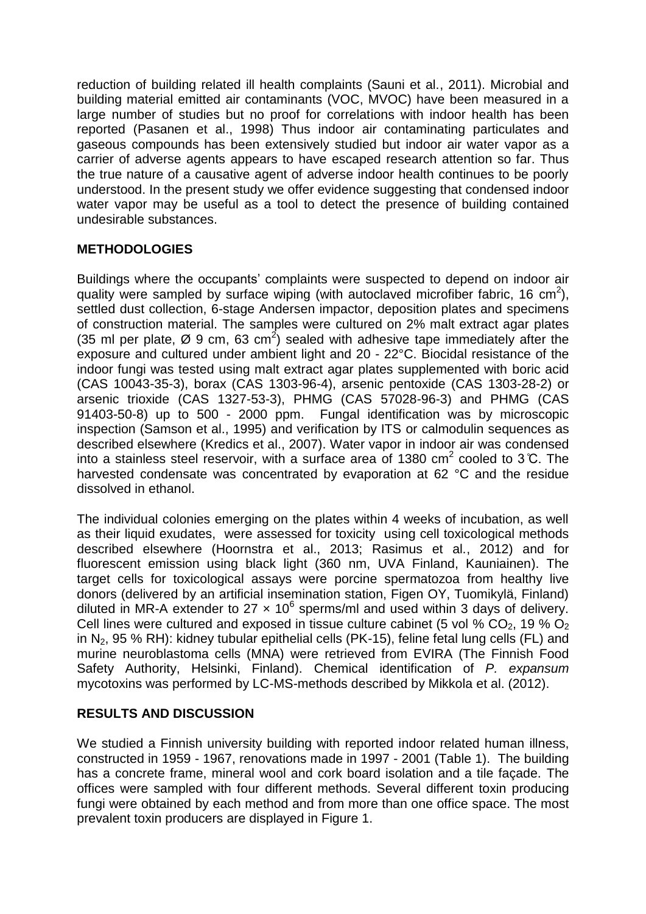reduction of building related ill health complaints (Sauni et al., 2011). Microbial and building material emitted air contaminants (VOC, MVOC) have been measured in a large number of studies but no proof for correlations with indoor health has been reported (Pasanen et al., 1998) Thus indoor air contaminating particulates and gaseous compounds has been extensively studied but indoor air water vapor as a carrier of adverse agents appears to have escaped research attention so far. Thus the true nature of a causative agent of adverse indoor health continues to be poorly understood. In the present study we offer evidence suggesting that condensed indoor water vapor may be useful as a tool to detect the presence of building contained undesirable substances.

## METHODOLOGIES

Buildings where the occupants' complaints were suspected to depend on indoor air quality were sampled by surface wiping (with autoclaved microfiber fabric, 16 $cm^2$), settled dust collection, 6-stage Andersen impactor, deposition plates and specimens of construction material. The samples were cultured on 2% malt extract agar plates (35 ml per plate, Ø 9 cm, 63 $cm^2$) sealed with adhesive tape immediately after the exposure and cultured under ambient light and 20 - 22°C. Biocidal resistance of the indoor fungi was tested using malt extract agar plates supplemented with boric acid (CAS 10043-35-3), borax (CAS 1303-96-4), arsenic pentoxide (CAS 1303-28-2) or arsenic trioxide (CAS 1327-53-3), PHMG (CAS 57028-96-3) and PHMG (CAS 91403-50-8) up to 500 - 2000 ppm. Fungal identification was by microscopic inspection (Samson et al., 1995) and verification by ITS or calmodulin sequences as described elsewhere (Kredics et al., 2007). Water vapor in indoor air was condensed into a stainless steel reservoir, with a surface area of 1380 $cm^2$ cooled to 3℃. The harvested condensate was concentrated by evaporation at 62 °C and the residue dissolved in ethanol.

The individual colonies emerging on the plates within 4 weeks of incubation, as well as their liquid exudates, were assessed for toxicity using cell toxicological methods described elsewhere (Hoornstra et al., 2013; Rasimus et al., 2012) and for fluorescent emission using black light (360 nm, UVA Finland, Kauniainen). The target cells for toxicological assays were porcine spermatozoa from healthy live donors (delivered by an artificial insemination station, Figen OY, Tuomikylä, Finland) diluted in MR-A extender to $27 \times 10^6$ sperms/ml and used within 3 days of delivery. Cell lines were cultured and exposed in tissue culture cabinet (5 vol % $CO_2$, 19 % $O_2$ in $N_2$, 95 % RH): kidney tubular epithelial cells (PK-15), feline fetal lung cells (FL) and murine neuroblastoma cells (MNA) were retrieved from EVIRA (The Finnish Food Safety Authority, Helsinki, Finland). Chemical identification of *P. expansum* mycotoxins was performed by LC-MS-methods described by Mikkola et al. (2012).

## RESULTS AND DISCUSSION

We studied a Finnish university building with reported indoor related human illness, constructed in 1959 - 1967, renovations made in 1997 - 2001 (Table 1). The building has a concrete frame, mineral wool and cork board isolation and a tile façade. The offices were sampled with four different methods. Several different toxin producing fungi were obtained by each method and from more than one office space. The most prevalent toxin producers are displayed in Figure 1.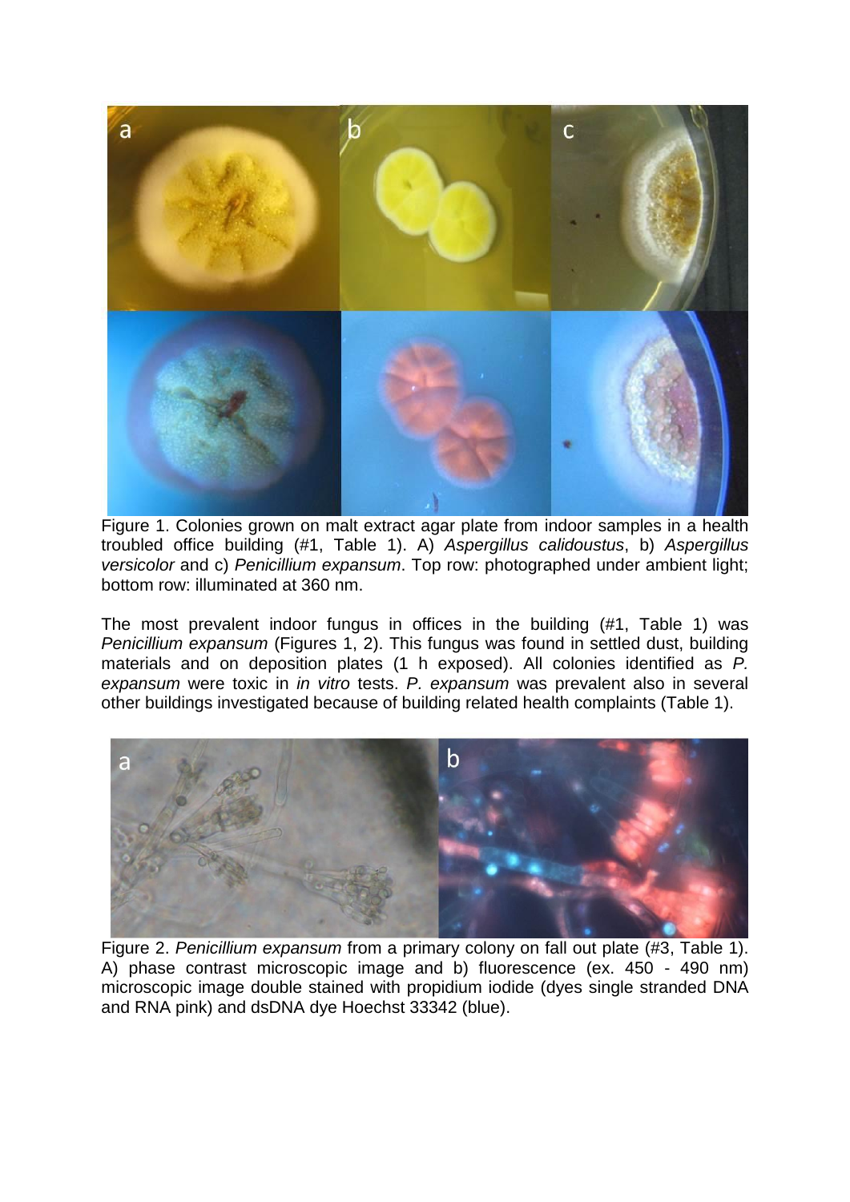Figure 1. Colonies grown on malt extract agar plate from indoor samples in a health troubled office building (#1, Table 1). A) *Aspergillus calidoustus*, b) *Aspergillus versicolor* and c) *Penicillium expansum*. Top row: photographed under ambient light; bottom row: illuminated at 360 nm.

The most prevalent indoor fungus in offices in the building (#1, Table 1) was *Penicillium expansum* (Figures 1, 2). This fungus was found in settled dust, building materials and on deposition plates (1 h exposed). All colonies identified as *P. expansum* were toxic in *in vitro* tests. *P. expansum* was prevalent also in several other buildings investigated because of building related health complaints (Table 1).

Figure 2. *Penicillium expansum* from a primary colony on fall out plate (#3, Table 1). A) phase contrast microscopic image and b) fluorescence (ex. 450 - 490 nm) microscopic image double stained with propidium iodide (dyes single stranded DNA and RNA pink) and dsDNA dye Hoechst 33342 (blue).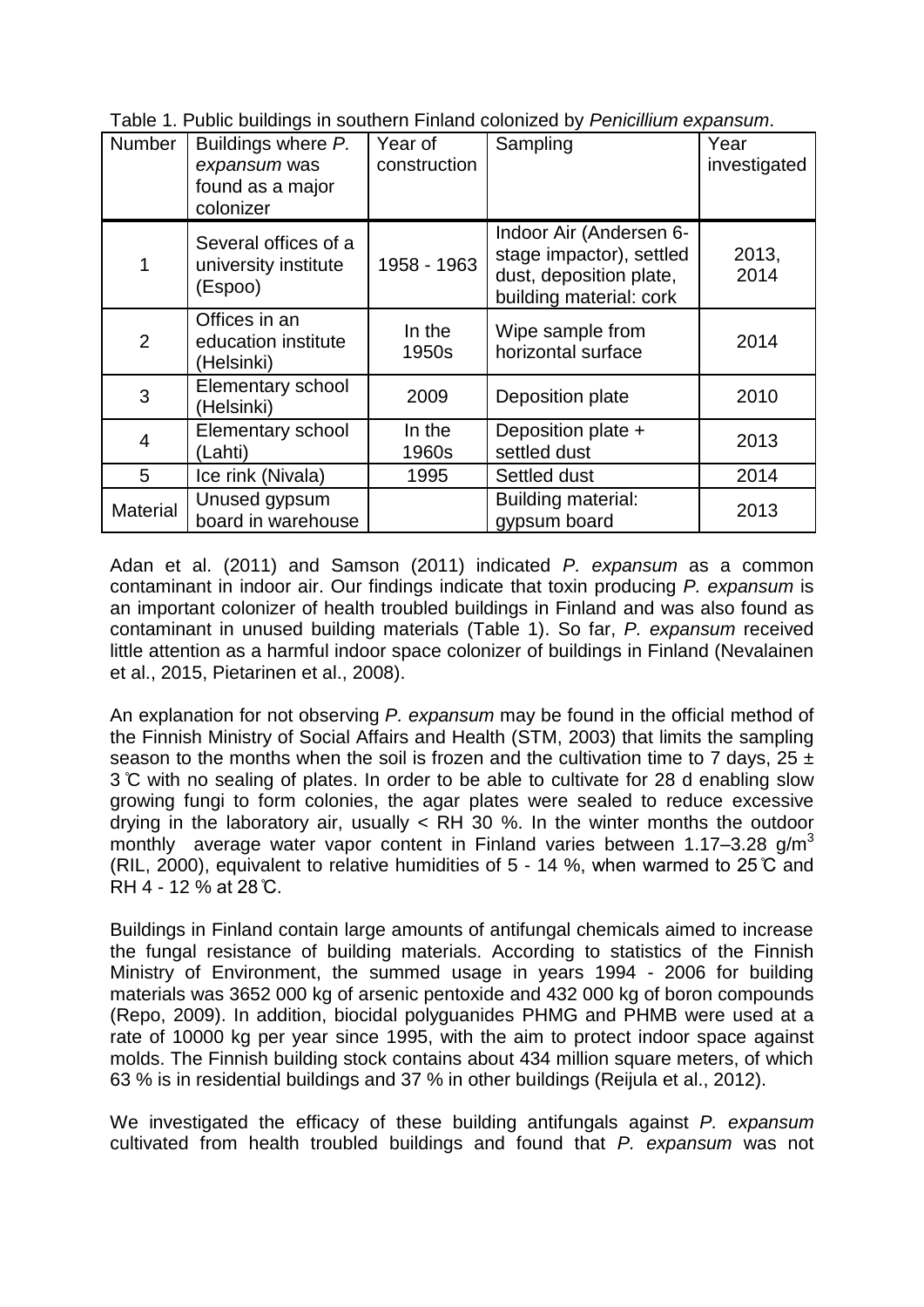Table 1. Public buildings in southern Finland colonized by *Penicillium expansum*.

| Number | Buildings where *P. expansum* was found as a major colonizer | Year of construction | Sampling | Year investigated |
|---|---|---|---|---|
| 1 | Several offices of a university institute (Espoo) | 1958 - 1963 | Indoor Air (Andersen 6-stage impactor), settled dust, deposition plate, building material: cork | 2013, 2014 |
| 2 | Offices in an education institute (Helsinki) | In the 1950s | Wipe sample from horizontal surface | 2014 |
| 3 | Elementary school (Helsinki) | 2009 | Deposition plate | 2010 |
| 4 | Elementary school (Lahti) | In the 1960s | Deposition plate + settled dust | 2013 |
| 5 | Ice rink (Nivala) | 1995 | Settled dust | 2014 |
| Material | Unused gypsum board in warehouse | | Building material: gypsum board | 2013 |

Adan et al. (2011) and Samson (2011) indicated *P. expansum* as a common contaminant in indoor air. Our findings indicate that toxin producing *P. expansum* is an important colonizer of health troubled buildings in Finland and was also found as contaminant in unused building materials (Table 1). So far, *P. expansum* received little attention as a harmful indoor space colonizer of buildings in Finland (Nevalainen et al., 2015, Pietarinen et al., 2008).

An explanation for not observing *P. expansum* may be found in the official method of the Finnish Ministry of Social Affairs and Health (STM, 2003) that limits the sampling season to the months when the soil is frozen and the cultivation time to 7 days, 25 ± 3 ℃ with no sealing of plates. In order to be able to cultivate for 28 d enabling slow growing fungi to form colonies, the agar plates were sealed to reduce excessive drying in the laboratory air, usually < RH 30 %. In the winter months the outdoor monthly average water vapor content in Finland varies between 1.17–3.28 g/m$^3$ (RIL, 2000), equivalent to relative humidities of 5 - 14 %, when warmed to 25℃ and RH 4 - 12 % at 28℃.

Buildings in Finland contain large amounts of antifungal chemicals aimed to increase the fungal resistance of building materials. According to statistics of the Finnish Ministry of Environment, the summed usage in years 1994 - 2006 for building materials was 3652 000 kg of arsenic pentoxide and 432 000 kg of boron compounds (Repo, 2009). In addition, biocidal polyguanides PHMG and PHMB were used at a rate of 10000 kg per year since 1995, with the aim to protect indoor space against molds. The Finnish building stock contains about 434 million square meters, of which 63 % is in residential buildings and 37 % in other buildings (Reijula et al., 2012).

We investigated the efficacy of these building antifungals against *P. expansum* cultivated from health troubled buildings and found that *P. expansum* was not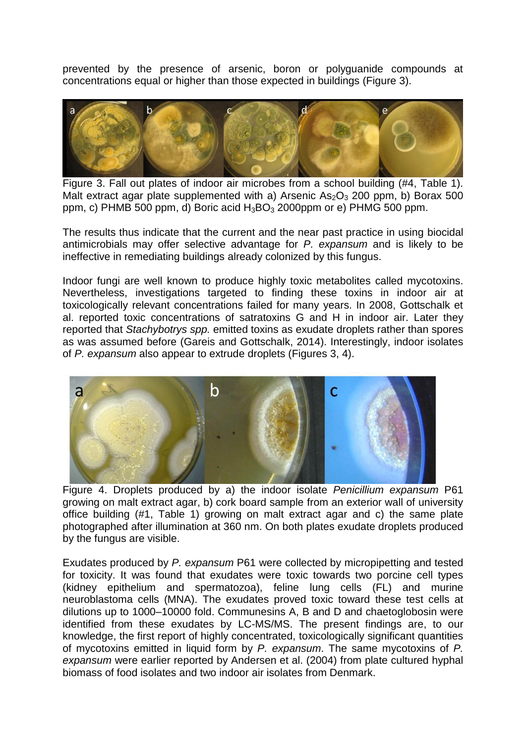prevented by the presence of arsenic, boron or polyguanide compounds at concentrations equal or higher than those expected in buildings (Figure 3).

Figure 3. Fall out plates of indoor air microbes from a school building (#4, Table 1). Malt extract agar plate supplemented with a) Arsenic $As_2O_3$ 200 ppm, b) Borax 500 ppm, c) PHMB 500 ppm, d) Boric acid $H_3BO_3$ 2000ppm or e) PHMG 500 ppm.

The results thus indicate that the current and the near past practice in using biocidal antimicrobials may offer selective advantage for *P. expansum* and is likely to be ineffective in remediating buildings already colonized by this fungus.

Indoor fungi are well known to produce highly toxic metabolites called mycotoxins. Nevertheless, investigations targeted to finding these toxins in indoor air at toxicologically relevant concentrations failed for many years. In 2008, Gottschalk et al. reported toxic concentrations of satratoxins G and H in indoor air. Later they reported that *Stachybotrys spp.* emitted toxins as exudate droplets rather than spores as was assumed before (Gareis and Gottschalk, 2014). Interestingly, indoor isolates of *P. expansum* also appear to extrude droplets (Figures 3, 4).

Figure 4. Droplets produced by a) the indoor isolate *Penicillium expansum* P61 growing on malt extract agar, b) cork board sample from an exterior wall of university office building (#1, Table 1) growing on malt extract agar and c) the same plate photographed after illumination at 360 nm. On both plates exudate droplets produced by the fungus are visible.

Exudates produced by *P. expansum* P61 were collected by micropipetting and tested for toxicity. It was found that exudates were toxic towards two porcine cell types (kidney epithelium and spermatozoa), feline lung cells (FL) and murine neuroblastoma cells (MNA). The exudates proved toxic toward these test cells at dilutions up to 1000–10000 fold. Communesins A, B and D and chaetoglobosin were identified from these exudates by LC-MS/MS. The present findings are, to our knowledge, the first report of highly concentrated, toxicologically significant quantities of mycotoxins emitted in liquid form by *P. expansum*. The same mycotoxins of *P. expansum* were earlier reported by Andersen et al. (2004) from plate cultured hyphal biomass of food isolates and two indoor air isolates from Denmark.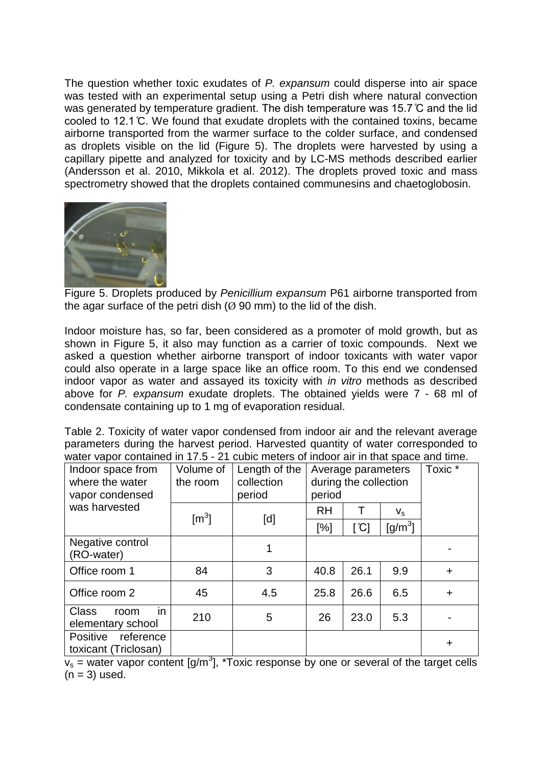The question whether toxic exudates of *P. expansum* could disperse into air space was tested with an experimental setup using a Petri dish where natural convection was generated by temperature gradient. The dish temperature was 15.7 ℃ and the lid cooled to 12.1 ℃. We found that exudate droplets with the contained toxins, became airborne transported from the warmer surface to the colder surface, and condensed as droplets visible on the lid (Figure 5). The droplets were harvested by using a capillary pipette and analyzed for toxicity and by LC-MS methods described earlier (Andersson et al. 2010, Mikkola et al. 2012). The droplets proved toxic and mass spectrometry showed that the droplets contained communesins and chaetoglobosin.

Figure 5. Droplets produced by *Penicillium expansum* P61 airborne transported from the agar surface of the petri dish (Ø 90 mm) to the lid of the dish.

Indoor moisture has, so far, been considered as a promoter of mold growth, but as shown in Figure 5, it also may function as a carrier of toxic compounds. Next we asked a question whether airborne transport of indoor toxicants with water vapor could also operate in a large space like an office room. To this end we condensed indoor vapor as water and assayed its toxicity with *in vitro* methods as described above for *P. expansum* exudate droplets. The obtained yields were 7 - 68 ml of condensate containing up to 1 mg of evaporation residual.

Table 2. Toxicity of water vapor condensed from indoor air and the relevant average parameters during the harvest period. Harvested quantity of water corresponded to water vapor contained in 17.5 - 21 cubic meters of indoor air in that space and time.

| Indoor space from where the water vapor condensed was harvested | Volume of the room | Length of the collection period | Average parameters during the collection period | | | Toxic * |
|---|---|---|---|---|---|---|
| | | | RH | T | $v_s$ | |
| | [$m^3$] | [d] | [%] | [℃] | [$g/m^3$] | |
| Negative control (RO-water) | | 1 | | | | - |
| Office room 1 | 84 | 3 | 40.8 | 26.1 | 9.9 | + |
| Office room 2 | 45 | 4.5 | 25.8 | 26.6 | 6.5 | + |
| Class room in elementary school | 210 | 5 | 26 | 23.0 | 5.3 | - |
| Positive reference toxicant (Triclosan) | | | | | | + |

$v_s$ = water vapor content [$g/m^3$], *Toxic response by one or several of the target cells ($n = 3$) used.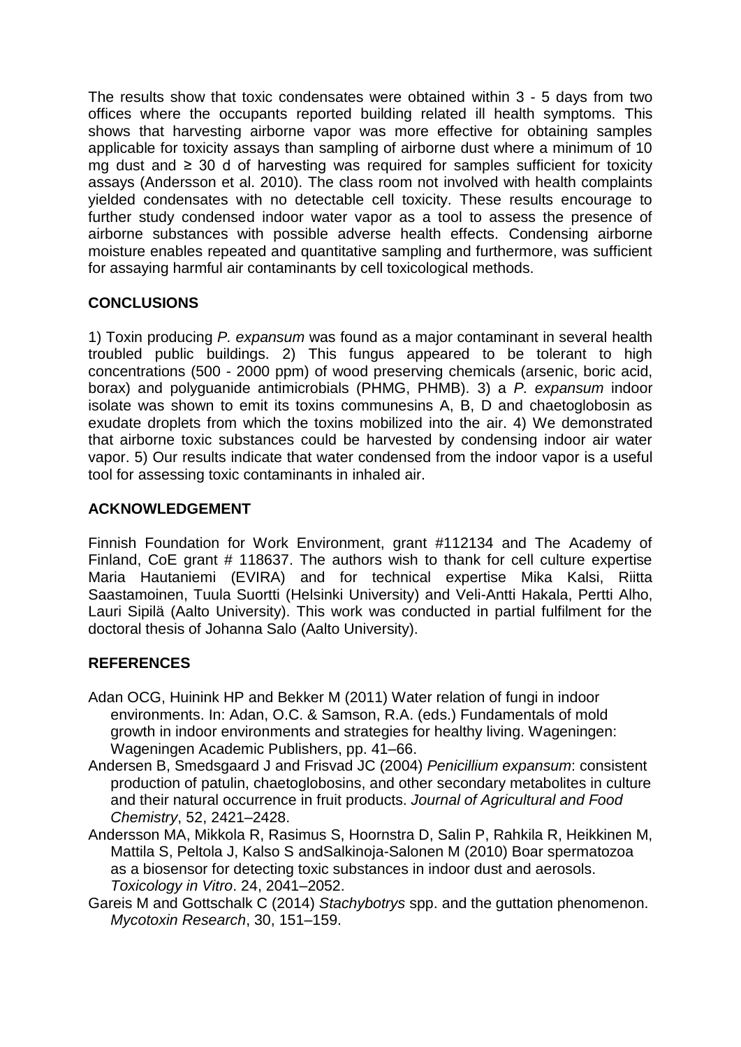The results show that toxic condensates were obtained within 3 - 5 days from two offices where the occupants reported building related ill health symptoms. This shows that harvesting airborne vapor was more effective for obtaining samples applicable for toxicity assays than sampling of airborne dust where a minimum of 10 mg dust and ≥ 30 d of harvesting was required for samples sufficient for toxicity assays (Andersson et al. 2010). The class room not involved with health complaints yielded condensates with no detectable cell toxicity. These results encourage to further study condensed indoor water vapor as a tool to assess the presence of airborne substances with possible adverse health effects. Condensing airborne moisture enables repeated and quantitative sampling and furthermore, was sufficient for assaying harmful air contaminants by cell toxicological methods.

## CONCLUSIONS

1) Toxin producing *P. expansum* was found as a major contaminant in several health troubled public buildings. 2) This fungus appeared to be tolerant to high concentrations (500 - 2000 ppm) of wood preserving chemicals (arsenic, boric acid, borax) and polyguanide antimicrobials (PHMG, PHMB). 3) a *P. expansum* indoor isolate was shown to emit its toxins communesins A, B, D and chaetoglobosin as exudate droplets from which the toxins mobilized into the air. 4) We demonstrated that airborne toxic substances could be harvested by condensing indoor air water vapor. 5) Our results indicate that water condensed from the indoor vapor is a useful tool for assessing toxic contaminants in inhaled air.

## ACKNOWLEDGEMENT

Finnish Foundation for Work Environment, grant #112134 and The Academy of Finland, CoE grant # 118637. The authors wish to thank for cell culture expertise Maria Hautaniemi (EVIRA) and for technical expertise Mika Kalsi, Riitta Saastamoinen, Tuula Suortti (Helsinki University) and Veli-Antti Hakala, Pertti Alho, Lauri Sipilä (Aalto University). This work was conducted in partial fulfilment for the doctoral thesis of Johanna Salo (Aalto University).

## REFERENCES

Adan OCG, Huinink HP and Bekker M (2011) Water relation of fungi in indoor environments. In: Adan, O.C. & Samson, R.A. (eds.) Fundamentals of mold growth in indoor environments and strategies for healthy living. Wageningen: Wageningen Academic Publishers, pp. 41–66.

Andersen B, Smedsgaard J and Frisvad JC (2004) *Penicillium expansum*: consistent production of patulin, chaetoglobosins, and other secondary metabolites in culture and their natural occurrence in fruit products. *Journal of Agricultural and Food Chemistry*, 52, 2421–2428.

Andersson MA, Mikkola R, Rasimus S, Hoornstra D, Salin P, Rahkila R, Heikkinen M, Mattila S, Peltola J, Kalso S andSalkinoja-Salonen M (2010) Boar spermatozoa as a biosensor for detecting toxic substances in indoor dust and aerosols. *Toxicology in Vitro*. 24, 2041–2052.

Gareis M and Gottschalk C (2014) *Stachybotrys* spp. and the guttation phenomenon. *Mycotoxin Research*, 30, 151–159.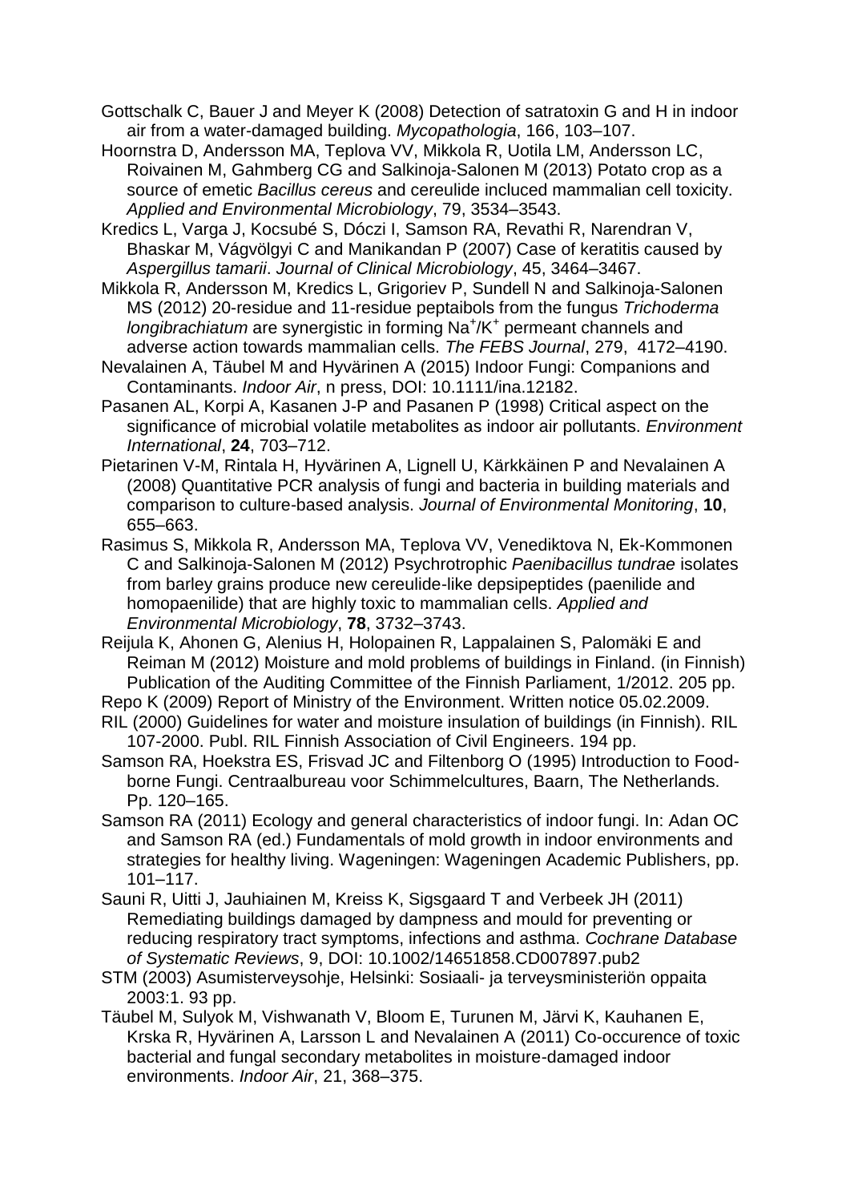Gottschalk C, Bauer J and Meyer K (2008) Detection of satratoxin G and H in indoor air from a water-damaged building. *Mycopathologia*, 166, 103–107.

Hoornstra D, Andersson MA, Teplova VV, Mikkola R, Uotila LM, Andersson LC, Roivainen M, Gahmberg CG and Salkinoja-Salonen M (2013) Potato crop as a source of emetic *Bacillus cereus* and cereulide incluced mammalian cell toxicity. *Applied and Environmental Microbiology*, 79, 3534–3543.

Kredics L, Varga J, Kocsubé S, Dóczi I, Samson RA, Revathi R, Narendran V, Bhaskar M, Vágvölgyi C and Manikandan P (2007) Case of keratitis caused by *Aspergillus tamarii*. *Journal of Clinical Microbiology*, 45, 3464–3467.

Mikkola R, Andersson M, Kredics L, Grigoriev P, Sundell N and Salkinoja-Salonen MS (2012) 20-residue and 11-residue peptaibols from the fungus *Trichoderma longibrachiatum* are synergistic in forming $Na^+/K^+$ permeant channels and adverse action towards mammalian cells. *The FEBS Journal*, 279, 4172–4190.

Nevalainen A, Täubel M and Hyvärinen A (2015) Indoor Fungi: Companions and Contaminants. *Indoor Air*, n press, DOI: 10.1111/ina.12182.

Pasanen AL, Korpi A, Kasanen J-P and Pasanen P (1998) Critical aspect on the significance of microbial volatile metabolites as indoor air pollutants. *Environment International*, **24**, 703–712.

Pietarinen V-M, Rintala H, Hyvärinen A, Lignell U, Kärkkäinen P and Nevalainen A (2008) Quantitative PCR analysis of fungi and bacteria in building materials and comparison to culture-based analysis. *Journal of Environmental Monitoring*, **10**, 655–663.

Rasimus S, Mikkola R, Andersson MA, Teplova VV, Venediktova N, Ek-Kommonen C and Salkinoja-Salonen M (2012) Psychrotrophic *Paenibacillus tundrae* isolates from barley grains produce new cereulide-like depsipeptides (paenilide and homopaenilide) that are highly toxic to mammalian cells. *Applied and Environmental Microbiology*, **78**, 3732–3743.

Reijula K, Ahonen G, Alenius H, Holopainen R, Lappalainen S, Palomäki E and Reiman M (2012) Moisture and mold problems of buildings in Finland. (in Finnish) Publication of the Auditing Committee of the Finnish Parliament, 1/2012. 205 pp.

Repo K (2009) Report of Ministry of the Environment. Written notice 05.02.2009.

RIL (2000) Guidelines for water and moisture insulation of buildings (in Finnish). RIL 107-2000. Publ. RIL Finnish Association of Civil Engineers. 194 pp.

Samson RA, Hoekstra ES, Frisvad JC and Filtenborg O (1995) Introduction to Food-borne Fungi. Centraalbureau voor Schimmelcultures, Baarn, The Netherlands. Pp. 120–165.

Samson RA (2011) Ecology and general characteristics of indoor fungi. In: Adan OC and Samson RA (ed.) Fundamentals of mold growth in indoor environments and strategies for healthy living. Wageningen: Wageningen Academic Publishers, pp. 101–117.

Sauni R, Uitti J, Jauhiainen M, Kreiss K, Sigsgaard T and Verbeek JH (2011) Remediating buildings damaged by dampness and mould for preventing or reducing respiratory tract symptoms, infections and asthma. *Cochrane Database of Systematic Reviews*, 9, DOI: 10.1002/14651858.CD007897.pub2

STM (2003) Asumisterveysohje, Helsinki: Sosiaali- ja terveysministeriön oppaita 2003:1. 93 pp.

Täubel M, Sulyok M, Vishwanath V, Bloom E, Turunen M, Järvi K, Kauhanen E, Krska R, Hyvärinen A, Larsson L and Nevalainen A (2011) Co-occurence of toxic bacterial and fungal secondary metabolites in moisture-damaged indoor environments. *Indoor Air*, 21, 368–375.